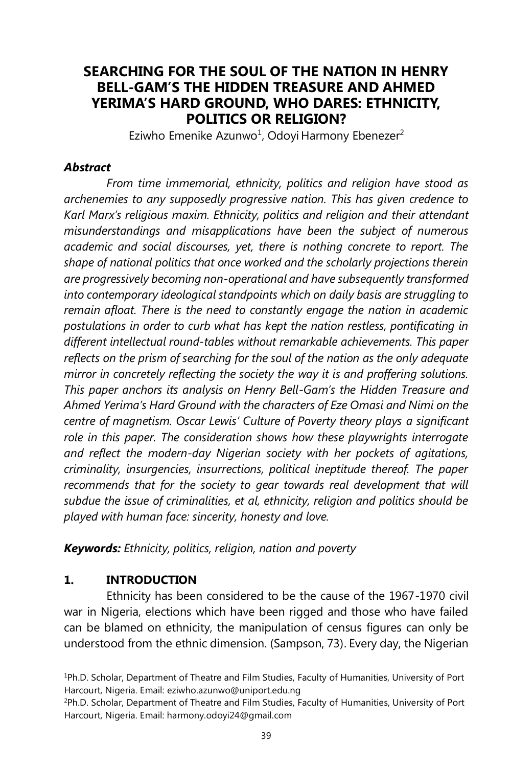# SEARCHING FOR THE SOUL OF THE NATION IN HENRY BELL-GAM'S THE HIDDEN TREASURE AND AHMED YERIMA'S HARD GROUND, WHO DARES: ETHNICITY, POLITICS OR RELIGION?

Eziwho Emenike Azunwo[1], Odoyi Harmony Ebenezer[2]

### *Abstract*

*From time immemorial, ethnicity, politics and religion have stood as archenemies to any supposedly progressive nation. This has given credence to Karl Marx's religious maxim. Ethnicity, politics and religion and their attendant misunderstandings and misapplications have been the subject of numerous academic and social discourses, yet, there is nothing concrete to report. The shape of national politics that once worked and the scholarly projections therein are progressively becoming non-operational and have subsequently transformed into contemporary ideological standpoints which on daily basis are struggling to remain afloat. There is the need to constantly engage the nation in academic postulations in order to curb what has kept the nation restless, pontificating in different intellectual round-tables without remarkable achievements. This paper reflects on the prism of searching for the soul of the nation as the only adequate mirror in concretely reflecting the society the way it is and proffering solutions. This paper anchors its analysis on Henry Bell-Gam's the Hidden Treasure and Ahmed Yerima's Hard Ground with the characters of Eze Omasi and Nimi on the centre of magnetism. Oscar Lewis' Culture of Poverty theory plays a significant role in this paper. The consideration shows how these playwrights interrogate and reflect the modern-day Nigerian society with her pockets of agitations, criminality, insurgencies, insurrections, political ineptitude thereof. The paper recommends that for the society to gear towards real development that will subdue the issue of criminalities, et al, ethnicity, religion and politics should be played with human face: sincerity, honesty and love.*

***Keywords:*** *Ethnicity, politics, religion, nation and poverty*

## 1. INTRODUCTION

Ethnicity has been considered to be the cause of the 1967-1970 civil war in Nigeria, elections which have been rigged and those who have failed can be blamed on ethnicity, the manipulation of census figures can only be understood from the ethnic dimension. (Sampson, 73). Every day, the Nigerian

[1]Ph.D. Scholar, Department of Theatre and Film Studies, Faculty of Humanities, University of Port Harcourt, Nigeria. Email: eziwho.azunwo@uniport.edu.ng

[2]Ph.D. Scholar, Department of Theatre and Film Studies, Faculty of Humanities, University of Port Harcourt, Nigeria. Email: harmony.odoyi24@gmail.com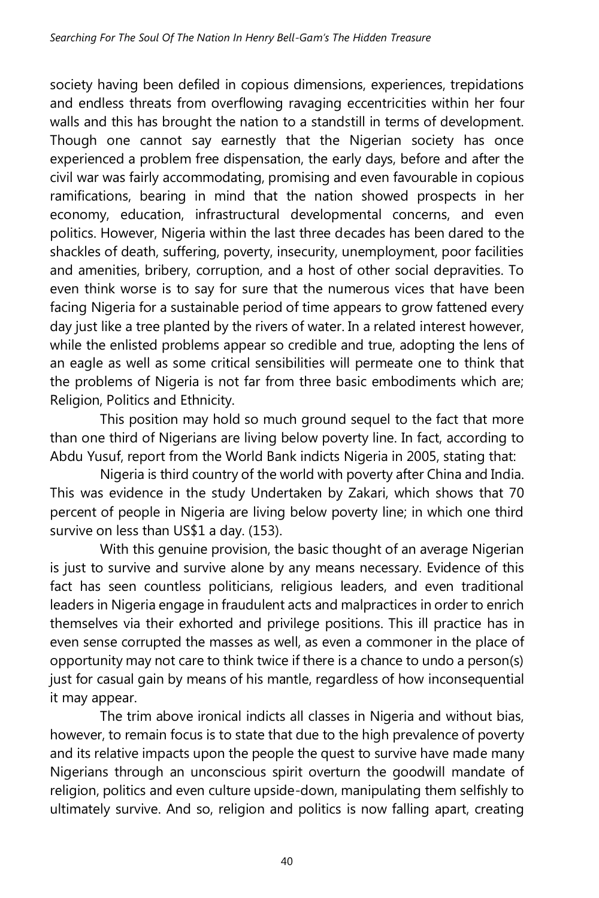society having been defiled in copious dimensions, experiences, trepidations and endless threats from overflowing ravaging eccentricities within her four walls and this has brought the nation to a standstill in terms of development. Though one cannot say earnestly that the Nigerian society has once experienced a problem free dispensation, the early days, before and after the civil war was fairly accommodating, promising and even favourable in copious ramifications, bearing in mind that the nation showed prospects in her economy, education, infrastructural developmental concerns, and even politics. However, Nigeria within the last three decades has been dared to the shackles of death, suffering, poverty, insecurity, unemployment, poor facilities and amenities, bribery, corruption, and a host of other social depravities. To even think worse is to say for sure that the numerous vices that have been facing Nigeria for a sustainable period of time appears to grow fattened every day just like a tree planted by the rivers of water. In a related interest however, while the enlisted problems appear so credible and true, adopting the lens of an eagle as well as some critical sensibilities will permeate one to think that the problems of Nigeria is not far from three basic embodiments which are; Religion, Politics and Ethnicity.

This position may hold so much ground sequel to the fact that more than one third of Nigerians are living below poverty line. In fact, according to Abdu Yusuf, report from the World Bank indicts Nigeria in 2005, stating that:

Nigeria is third country of the world with poverty after China and India. This was evidence in the study Undertaken by Zakari, which shows that 70 percent of people in Nigeria are living below poverty line; in which one third survive on less than US$1 a day. (153).

With this genuine provision, the basic thought of an average Nigerian is just to survive and survive alone by any means necessary. Evidence of this fact has seen countless politicians, religious leaders, and even traditional leaders in Nigeria engage in fraudulent acts and malpractices in order to enrich themselves via their exhorted and privilege positions. This ill practice has in even sense corrupted the masses as well, as even a commoner in the place of opportunity may not care to think twice if there is a chance to undo a person(s) just for casual gain by means of his mantle, regardless of how inconsequential it may appear.

The trim above ironical indicts all classes in Nigeria and without bias, however, to remain focus is to state that due to the high prevalence of poverty and its relative impacts upon the people the quest to survive have made many Nigerians through an unconscious spirit overturn the goodwill mandate of religion, politics and even culture upside-down, manipulating them selfishly to ultimately survive. And so, religion and politics is now falling apart, creating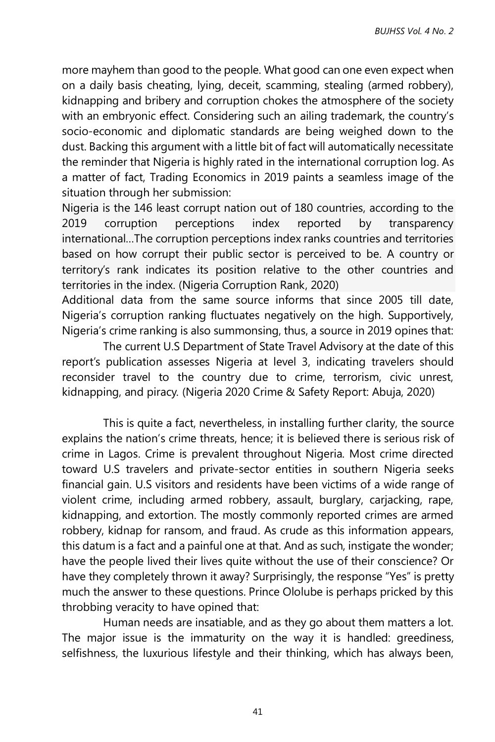more mayhem than good to the people. What good can one even expect when on a daily basis cheating, lying, deceit, scamming, stealing (armed robbery), kidnapping and bribery and corruption chokes the atmosphere of the society with an embryonic effect. Considering such an ailing trademark, the country's socio-economic and diplomatic standards are being weighed down to the dust. Backing this argument with a little bit of fact will automatically necessitate the reminder that Nigeria is highly rated in the international corruption log. As a matter of fact, Trading Economics in 2019 paints a seamless image of the situation through her submission:

> Nigeria is the 146 least corrupt nation out of 180 countries, according to the 2019 corruption perceptions index reported by transparency international…The corruption perceptions index ranks countries and territories based on how corrupt their public sector is perceived to be. A country or territory's rank indicates its position relative to the other countries and territories in the index. (Nigeria Corruption Rank, 2020)

Additional data from the same source informs that since 2005 till date, Nigeria's corruption ranking fluctuates negatively on the high. Supportively, Nigeria's crime ranking is also summonsing, thus, a source in 2019 opines that:

> The current U.S Department of State Travel Advisory at the date of this report's publication assesses Nigeria at level 3, indicating travelers should reconsider travel to the country due to crime, terrorism, civic unrest, kidnapping, and piracy. (Nigeria 2020 Crime & Safety Report: Abuja, 2020)

This is quite a fact, nevertheless, in installing further clarity, the source explains the nation's crime threats, hence; it is believed there is serious risk of crime in Lagos. Crime is prevalent throughout Nigeria. Most crime directed toward U.S travelers and private-sector entities in southern Nigeria seeks financial gain. U.S visitors and residents have been victims of a wide range of violent crime, including armed robbery, assault, burglary, carjacking, rape, kidnapping, and extortion. The mostly commonly reported crimes are armed robbery, kidnap for ransom, and fraud. As crude as this information appears, this datum is a fact and a painful one at that. And as such, instigate the wonder; have the people lived their lives quite without the use of their conscience? Or have they completely thrown it away? Surprisingly, the response "Yes" is pretty much the answer to these questions. Prince Ololube is perhaps pricked by this throbbing veracity to have opined that:

> Human needs are insatiable, and as they go about them matters a lot. The major issue is the immaturity on the way it is handled: greediness, selfishness, the luxurious lifestyle and their thinking, which has always been,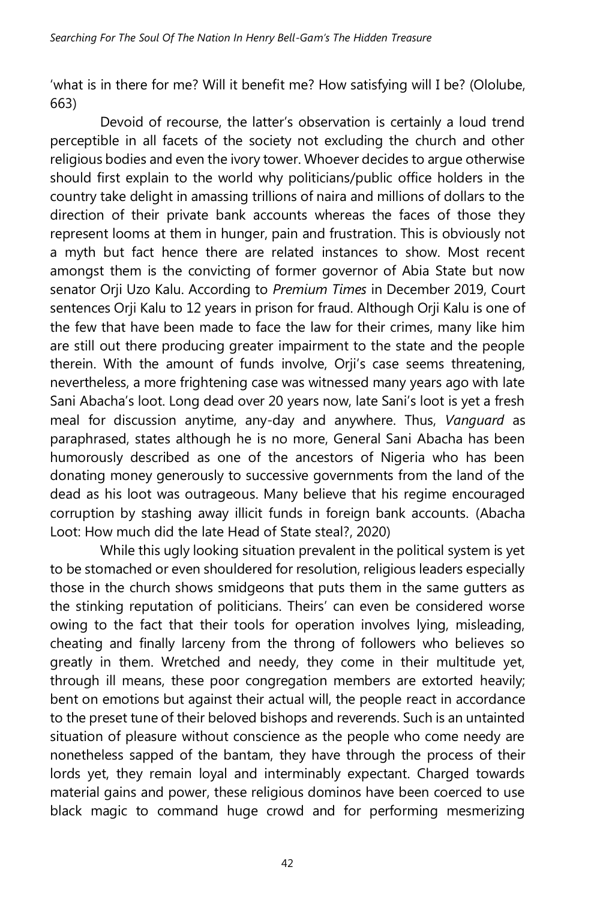'what is in there for me? Will it benefit me? How satisfying will I be? (Ololube, 663)

Devoid of recourse, the latter's observation is certainly a loud trend perceptible in all facets of the society not excluding the church and other religious bodies and even the ivory tower. Whoever decides to argue otherwise should first explain to the world why politicians/public office holders in the country take delight in amassing trillions of naira and millions of dollars to the direction of their private bank accounts whereas the faces of those they represent looms at them in hunger, pain and frustration. This is obviously not a myth but fact hence there are related instances to show. Most recent amongst them is the convicting of former governor of Abia State but now senator Orji Uzo Kalu. According to *Premium Times* in December 2019, Court sentences Orji Kalu to 12 years in prison for fraud. Although Orji Kalu is one of the few that have been made to face the law for their crimes, many like him are still out there producing greater impairment to the state and the people therein. With the amount of funds involve, Orji's case seems threatening, nevertheless, a more frightening case was witnessed many years ago with late Sani Abacha's loot. Long dead over 20 years now, late Sani's loot is yet a fresh meal for discussion anytime, any-day and anywhere. Thus, *Vanguard* as paraphrased, states although he is no more, General Sani Abacha has been humorously described as one of the ancestors of Nigeria who has been donating money generously to successive governments from the land of the dead as his loot was outrageous. Many believe that his regime encouraged corruption by stashing away illicit funds in foreign bank accounts. (Abacha Loot: How much did the late Head of State steal?, 2020)

While this ugly looking situation prevalent in the political system is yet to be stomached or even shouldered for resolution, religious leaders especially those in the church shows smidgeons that puts them in the same gutters as the stinking reputation of politicians. Theirs' can even be considered worse owing to the fact that their tools for operation involves lying, misleading, cheating and finally larceny from the throng of followers who believes so greatly in them. Wretched and needy, they come in their multitude yet, through ill means, these poor congregation members are extorted heavily; bent on emotions but against their actual will, the people react in accordance to the preset tune of their beloved bishops and reverends. Such is an untainted situation of pleasure without conscience as the people who come needy are nonetheless sapped of the bantam, they have through the process of their lords yet, they remain loyal and interminably expectant. Charged towards material gains and power, these religious dominos have been coerced to use black magic to command huge crowd and for performing mesmerizing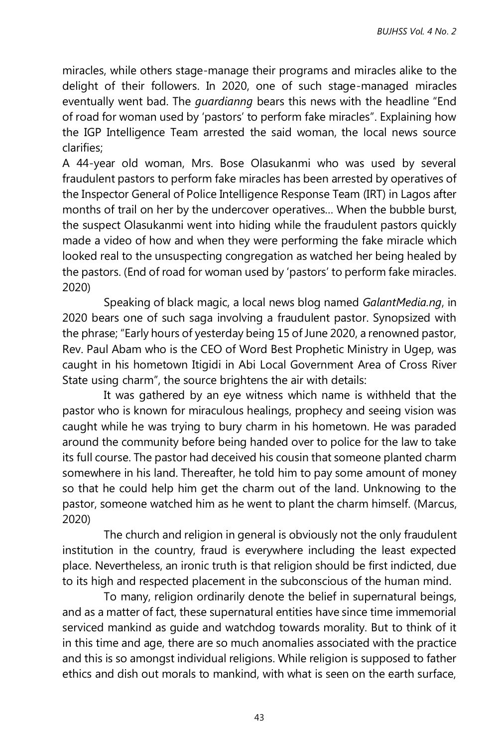miracles, while others stage-manage their programs and miracles alike to the delight of their followers. In 2020, one of such stage-managed miracles eventually went bad. The *guardianng* bears this news with the headline "End of road for woman used by 'pastors' to perform fake miracles". Explaining how the IGP Intelligence Team arrested the said woman, the local news source clarifies;

A 44-year old woman, Mrs. Bose Olasukanmi who was used by several fraudulent pastors to perform fake miracles has been arrested by operatives of the Inspector General of Police Intelligence Response Team (IRT) in Lagos after months of trail on her by the undercover operatives... When the bubble burst, the suspect Olasukanmi went into hiding while the fraudulent pastors quickly made a video of how and when they were performing the fake miracle which looked real to the unsuspecting congregation as watched her being healed by the pastors. (End of road for woman used by 'pastors' to perform fake miracles. 2020)

Speaking of black magic, a local news blog named *GalantMedia.ng*, in 2020 bears one of such saga involving a fraudulent pastor. Synopsized with the phrase; "Early hours of yesterday being 15 of June 2020, a renowned pastor, Rev. Paul Abam who is the CEO of Word Best Prophetic Ministry in Ugep, was caught in his hometown Itigidi in Abi Local Government Area of Cross River State using charm", the source brightens the air with details:

It was gathered by an eye witness which name is withheld that the pastor who is known for miraculous healings, prophecy and seeing vision was caught while he was trying to bury charm in his hometown. He was paraded around the community before being handed over to police for the law to take its full course. The pastor had deceived his cousin that someone planted charm somewhere in his land. Thereafter, he told him to pay some amount of money so that he could help him get the charm out of the land. Unknowing to the pastor, someone watched him as he went to plant the charm himself. (Marcus, 2020)

The church and religion in general is obviously not the only fraudulent institution in the country, fraud is everywhere including the least expected place. Nevertheless, an ironic truth is that religion should be first indicted, due to its high and respected placement in the subconscious of the human mind.

To many, religion ordinarily denote the belief in supernatural beings, and as a matter of fact, these supernatural entities have since time immemorial serviced mankind as guide and watchdog towards morality. But to think of it in this time and age, there are so much anomalies associated with the practice and this is so amongst individual religions. While religion is supposed to father ethics and dish out morals to mankind, with what is seen on the earth surface,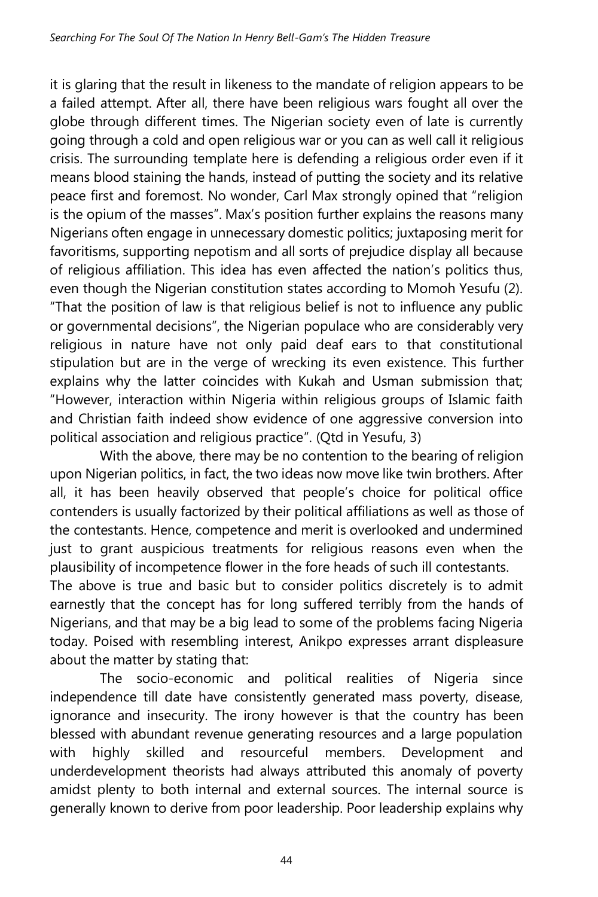it is glaring that the result in likeness to the mandate of religion appears to be a failed attempt. After all, there have been religious wars fought all over the globe through different times. The Nigerian society even of late is currently going through a cold and open religious war or you can as well call it religious crisis. The surrounding template here is defending a religious order even if it means blood staining the hands, instead of putting the society and its relative peace first and foremost. No wonder, Carl Max strongly opined that "religion is the opium of the masses". Max's position further explains the reasons many Nigerians often engage in unnecessary domestic politics; juxtaposing merit for favoritisms, supporting nepotism and all sorts of prejudice display all because of religious affiliation. This idea has even affected the nation's politics thus, even though the Nigerian constitution states according to Momoh Yesufu (2). "That the position of law is that religious belief is not to influence any public or governmental decisions", the Nigerian populace who are considerably very religious in nature have not only paid deaf ears to that constitutional stipulation but are in the verge of wrecking its even existence. This further explains why the latter coincides with Kukah and Usman submission that; "However, interaction within Nigeria within religious groups of Islamic faith and Christian faith indeed show evidence of one aggressive conversion into political association and religious practice". (Qtd in Yesufu, 3)

With the above, there may be no contention to the bearing of religion upon Nigerian politics, in fact, the two ideas now move like twin brothers. After all, it has been heavily observed that people's choice for political office contenders is usually factorized by their political affiliations as well as those of the contestants. Hence, competence and merit is overlooked and undermined just to grant auspicious treatments for religious reasons even when the plausibility of incompetence flower in the fore heads of such ill contestants.

The above is true and basic but to consider politics discretely is to admit earnestly that the concept has for long suffered terribly from the hands of Nigerians, and that may be a big lead to some of the problems facing Nigeria today. Poised with resembling interest, Anikpo expresses arrant displeasure about the matter by stating that:

The socio-economic and political realities of Nigeria since independence till date have consistently generated mass poverty, disease, ignorance and insecurity. The irony however is that the country has been blessed with abundant revenue generating resources and a large population with highly skilled and resourceful members. Development and underdevelopment theorists had always attributed this anomaly of poverty amidst plenty to both internal and external sources. The internal source is generally known to derive from poor leadership. Poor leadership explains why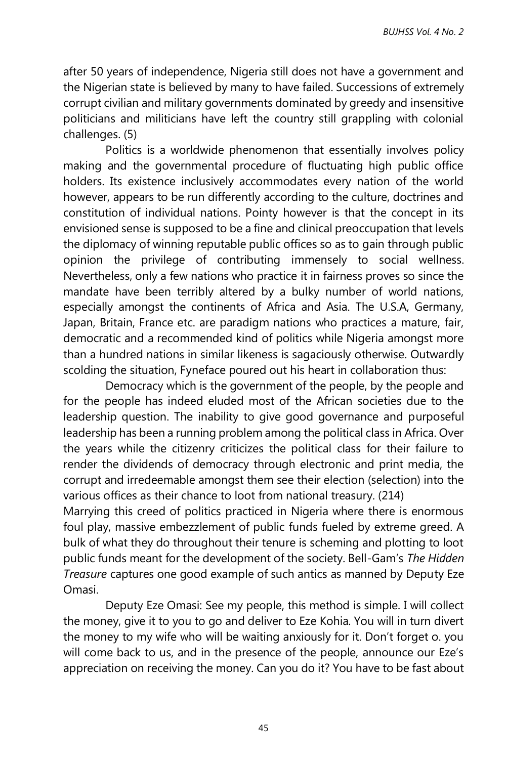after 50 years of independence, Nigeria still does not have a government and the Nigerian state is believed by many to have failed. Successions of extremely corrupt civilian and military governments dominated by greedy and insensitive politicians and militicians have left the country still grappling with colonial challenges. (5)

Politics is a worldwide phenomenon that essentially involves policy making and the governmental procedure of fluctuating high public office holders. Its existence inclusively accommodates every nation of the world however, appears to be run differently according to the culture, doctrines and constitution of individual nations. Pointy however is that the concept in its envisioned sense is supposed to be a fine and clinical preoccupation that levels the diplomacy of winning reputable public offices so as to gain through public opinion the privilege of contributing immensely to social wellness. Nevertheless, only a few nations who practice it in fairness proves so since the mandate have been terribly altered by a bulky number of world nations, especially amongst the continents of Africa and Asia. The U.S.A, Germany, Japan, Britain, France etc. are paradigm nations who practices a mature, fair, democratic and a recommended kind of politics while Nigeria amongst more than a hundred nations in similar likeness is sagaciously otherwise. Outwardly scolding the situation, Fyneface poured out his heart in collaboration thus:

Democracy which is the government of the people, by the people and for the people has indeed eluded most of the African societies due to the leadership question. The inability to give good governance and purposeful leadership has been a running problem among the political class in Africa. Over the years while the citizenry criticizes the political class for their failure to render the dividends of democracy through electronic and print media, the corrupt and irredeemable amongst them see their election (selection) into the various offices as their chance to loot from national treasury. (214)

Marrying this creed of politics practiced in Nigeria where there is enormous foul play, massive embezzlement of public funds fueled by extreme greed. A bulk of what they do throughout their tenure is scheming and plotting to loot public funds meant for the development of the society. Bell-Gam's *The Hidden Treasure* captures one good example of such antics as manned by Deputy Eze Omasi.

Deputy Eze Omasi: See my people, this method is simple. I will collect the money, give it to you to go and deliver to Eze Kohia. You will in turn divert the money to my wife who will be waiting anxiously for it. Don't forget o. you will come back to us, and in the presence of the people, announce our Eze's appreciation on receiving the money. Can you do it? You have to be fast about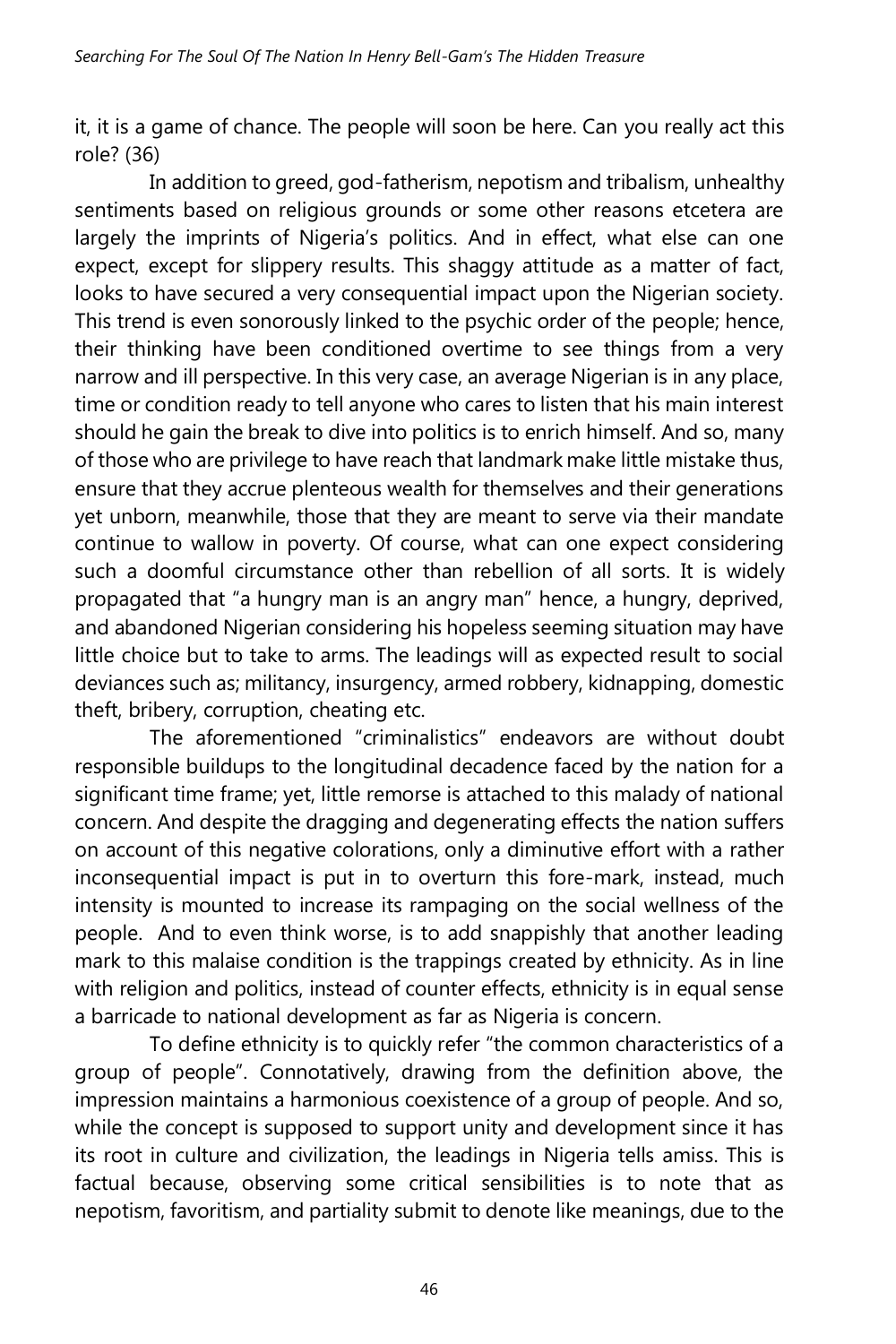it, it is a game of chance. The people will soon be here. Can you really act this role? (36)

In addition to greed, god-fatherism, nepotism and tribalism, unhealthy sentiments based on religious grounds or some other reasons etcetera are largely the imprints of Nigeria's politics. And in effect, what else can one expect, except for slippery results. This shaggy attitude as a matter of fact, looks to have secured a very consequential impact upon the Nigerian society. This trend is even sonorously linked to the psychic order of the people; hence, their thinking have been conditioned overtime to see things from a very narrow and ill perspective. In this very case, an average Nigerian is in any place, time or condition ready to tell anyone who cares to listen that his main interest should he gain the break to dive into politics is to enrich himself. And so, many of those who are privilege to have reach that landmark make little mistake thus, ensure that they accrue plenteous wealth for themselves and their generations yet unborn, meanwhile, those that they are meant to serve via their mandate continue to wallow in poverty. Of course, what can one expect considering such a doomful circumstance other than rebellion of all sorts. It is widely propagated that "a hungry man is an angry man" hence, a hungry, deprived, and abandoned Nigerian considering his hopeless seeming situation may have little choice but to take to arms. The leadings will as expected result to social deviances such as; militancy, insurgency, armed robbery, kidnapping, domestic theft, bribery, corruption, cheating etc.

The aforementioned "criminalistics" endeavors are without doubt responsible buildups to the longitudinal decadence faced by the nation for a significant time frame; yet, little remorse is attached to this malady of national concern. And despite the dragging and degenerating effects the nation suffers on account of this negative colorations, only a diminutive effort with a rather inconsequential impact is put in to overturn this fore-mark, instead, much intensity is mounted to increase its rampaging on the social wellness of the people. And to even think worse, is to add snappishly that another leading mark to this malaise condition is the trappings created by ethnicity. As in line with religion and politics, instead of counter effects, ethnicity is in equal sense a barricade to national development as far as Nigeria is concern.

To define ethnicity is to quickly refer "the common characteristics of a group of people". Connotatively, drawing from the definition above, the impression maintains a harmonious coexistence of a group of people. And so, while the concept is supposed to support unity and development since it has its root in culture and civilization, the leadings in Nigeria tells amiss. This is factual because, observing some critical sensibilities is to note that as nepotism, favoritism, and partiality submit to denote like meanings, due to the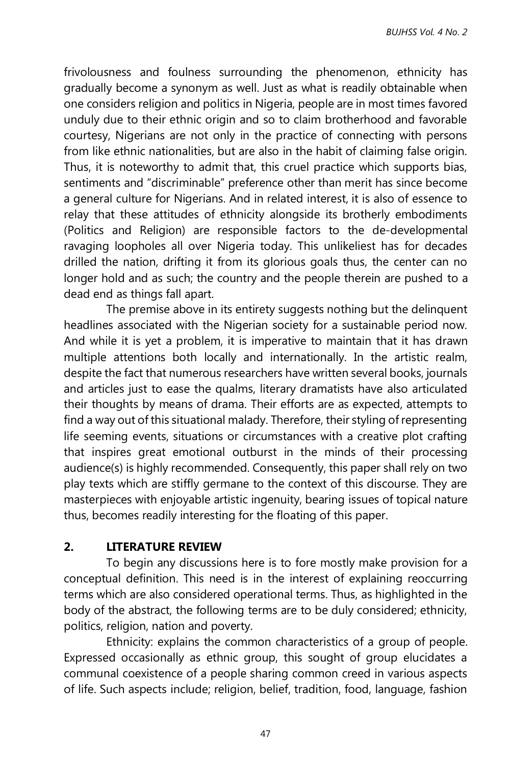frivolousness and foulness surrounding the phenomenon, ethnicity has gradually become a synonym as well. Just as what is readily obtainable when one considers religion and politics in Nigeria, people are in most times favored unduly due to their ethnic origin and so to claim brotherhood and favorable courtesy, Nigerians are not only in the practice of connecting with persons from like ethnic nationalities, but are also in the habit of claiming false origin. Thus, it is noteworthy to admit that, this cruel practice which supports bias, sentiments and "discriminable" preference other than merit has since become a general culture for Nigerians. And in related interest, it is also of essence to relay that these attitudes of ethnicity alongside its brotherly embodiments (Politics and Religion) are responsible factors to the de-developmental ravaging loopholes all over Nigeria today. This unlikeliest has for decades drilled the nation, drifting it from its glorious goals thus, the center can no longer hold and as such; the country and the people therein are pushed to a dead end as things fall apart.

The premise above in its entirety suggests nothing but the delinquent headlines associated with the Nigerian society for a sustainable period now. And while it is yet a problem, it is imperative to maintain that it has drawn multiple attentions both locally and internationally. In the artistic realm, despite the fact that numerous researchers have written several books, journals and articles just to ease the qualms, literary dramatists have also articulated their thoughts by means of drama. Their efforts are as expected, attempts to find a way out of this situational malady. Therefore, their styling of representing life seeming events, situations or circumstances with a creative plot crafting that inspires great emotional outburst in the minds of their processing audience(s) is highly recommended. Consequently, this paper shall rely on two play texts which are stiffly germane to the context of this discourse. They are masterpieces with enjoyable artistic ingenuity, bearing issues of topical nature thus, becomes readily interesting for the floating of this paper.

## 2. LITERATURE REVIEW

To begin any discussions here is to fore mostly make provision for a conceptual definition. This need is in the interest of explaining reoccurring terms which are also considered operational terms. Thus, as highlighted in the body of the abstract, the following terms are to be duly considered; ethnicity, politics, religion, nation and poverty.

Ethnicity: explains the common characteristics of a group of people. Expressed occasionally as ethnic group, this sought of group elucidates a communal coexistence of a people sharing common creed in various aspects of life. Such aspects include; religion, belief, tradition, food, language, fashion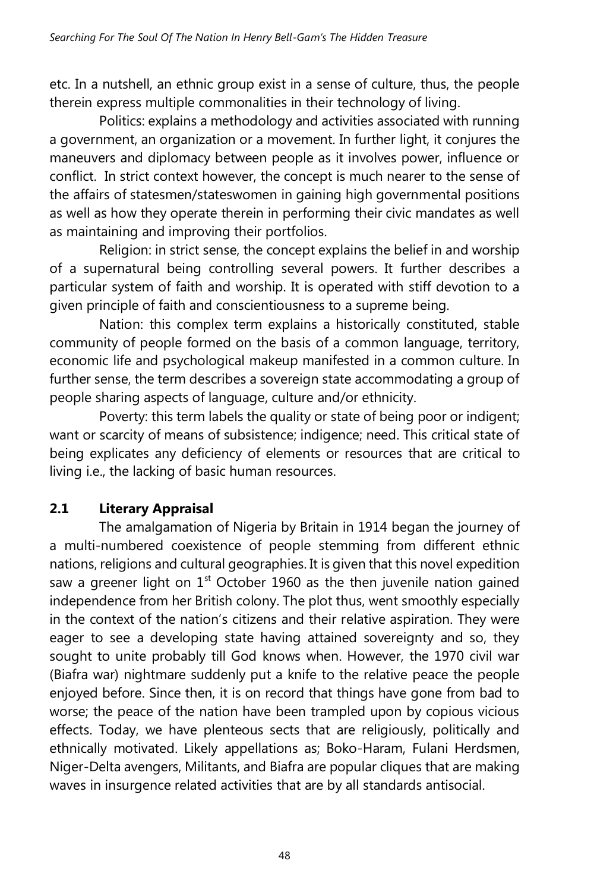etc. In a nutshell, an ethnic group exist in a sense of culture, thus, the people therein express multiple commonalities in their technology of living.

Politics: explains a methodology and activities associated with running a government, an organization or a movement. In further light, it conjures the maneuvers and diplomacy between people as it involves power, influence or conflict. In strict context however, the concept is much nearer to the sense of the affairs of statesmen/stateswomen in gaining high governmental positions as well as how they operate therein in performing their civic mandates as well as maintaining and improving their portfolios.

Religion: in strict sense, the concept explains the belief in and worship of a supernatural being controlling several powers. It further describes a particular system of faith and worship. It is operated with stiff devotion to a given principle of faith and conscientiousness to a supreme being.

Nation: this complex term explains a historically constituted, stable community of people formed on the basis of a common language, territory, economic life and psychological makeup manifested in a common culture. In further sense, the term describes a sovereign state accommodating a group of people sharing aspects of language, culture and/or ethnicity.

Poverty: this term labels the quality or state of being poor or indigent; want or scarcity of means of subsistence; indigence; need. This critical state of being explicates any deficiency of elements or resources that are critical to living i.e., the lacking of basic human resources.

## 2.1 Literary Appraisal

The amalgamation of Nigeria by Britain in 1914 began the journey of a multi-numbered coexistence of people stemming from different ethnic nations, religions and cultural geographies. It is given that this novel expedition saw a greener light on 1st October 1960 as the then juvenile nation gained independence from her British colony. The plot thus, went smoothly especially in the context of the nation's citizens and their relative aspiration. They were eager to see a developing state having attained sovereignty and so, they sought to unite probably till God knows when. However, the 1970 civil war (Biafra war) nightmare suddenly put a knife to the relative peace the people enjoyed before. Since then, it is on record that things have gone from bad to worse; the peace of the nation have been trampled upon by copious vicious effects. Today, we have plenteous sects that are religiously, politically and ethnically motivated. Likely appellations as; Boko-Haram, Fulani Herdsmen, Niger-Delta avengers, Militants, and Biafra are popular cliques that are making waves in insurgence related activities that are by all standards antisocial.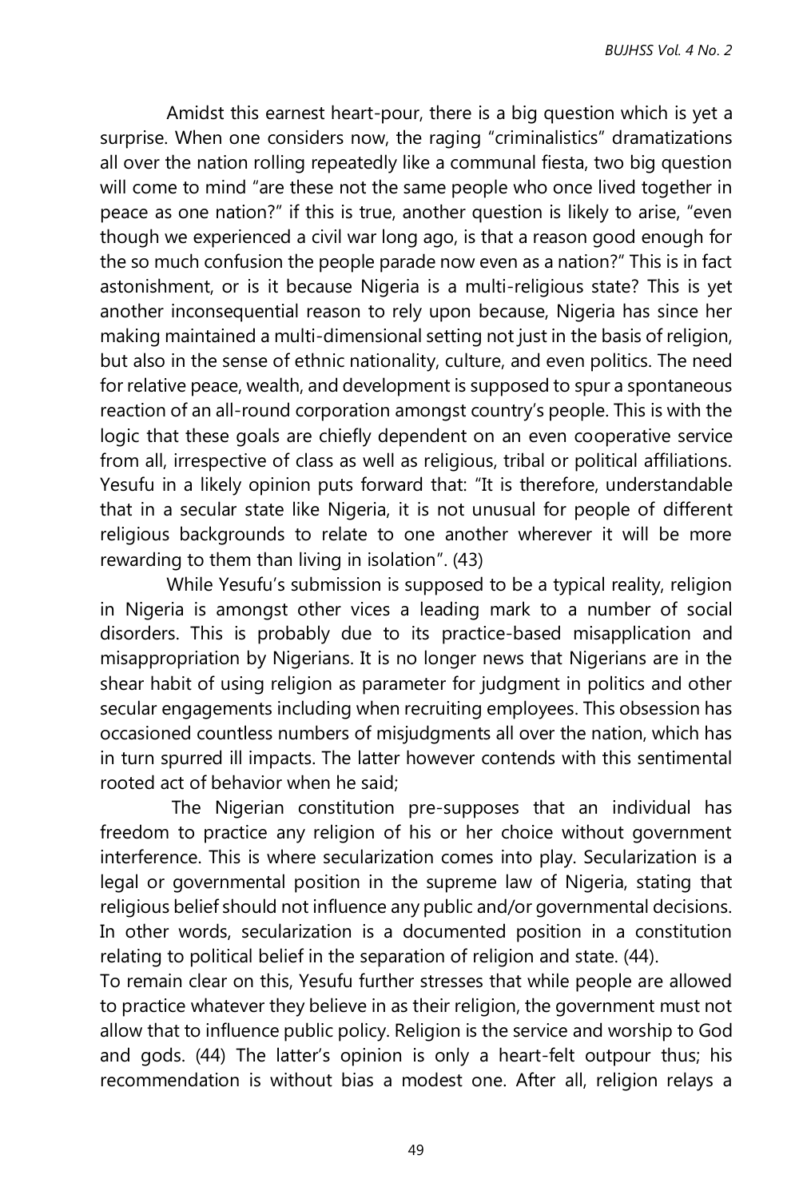Amidst this earnest heart-pour, there is a big question which is yet a surprise. When one considers now, the raging "criminalistics" dramatizations all over the nation rolling repeatedly like a communal fiesta, two big question will come to mind "are these not the same people who once lived together in peace as one nation?" if this is true, another question is likely to arise, "even though we experienced a civil war long ago, is that a reason good enough for the so much confusion the people parade now even as a nation?" This is in fact astonishment, or is it because Nigeria is a multi-religious state? This is yet another inconsequential reason to rely upon because, Nigeria has since her making maintained a multi-dimensional setting not just in the basis of religion, but also in the sense of ethnic nationality, culture, and even politics. The need for relative peace, wealth, and development is supposed to spur a spontaneous reaction of an all-round corporation amongst country's people. This is with the logic that these goals are chiefly dependent on an even cooperative service from all, irrespective of class as well as religious, tribal or political affiliations. Yesufu in a likely opinion puts forward that: "It is therefore, understandable that in a secular state like Nigeria, it is not unusual for people of different religious backgrounds to relate to one another wherever it will be more rewarding to them than living in isolation". (43)

While Yesufu's submission is supposed to be a typical reality, religion in Nigeria is amongst other vices a leading mark to a number of social disorders. This is probably due to its practice-based misapplication and misappropriation by Nigerians. It is no longer news that Nigerians are in the shear habit of using religion as parameter for judgment in politics and other secular engagements including when recruiting employees. This obsession has occasioned countless numbers of misjudgments all over the nation, which has in turn spurred ill impacts. The latter however contends with this sentimental rooted act of behavior when he said;

The Nigerian constitution pre-supposes that an individual has freedom to practice any religion of his or her choice without government interference. This is where secularization comes into play. Secularization is a legal or governmental position in the supreme law of Nigeria, stating that religious belief should not influence any public and/or governmental decisions. In other words, secularization is a documented position in a constitution relating to political belief in the separation of religion and state. (44).

To remain clear on this, Yesufu further stresses that while people are allowed to practice whatever they believe in as their religion, the government must not allow that to influence public policy. Religion is the service and worship to God and gods. (44) The latter's opinion is only a heart-felt outpour thus; his recommendation is without bias a modest one. After all, religion relays a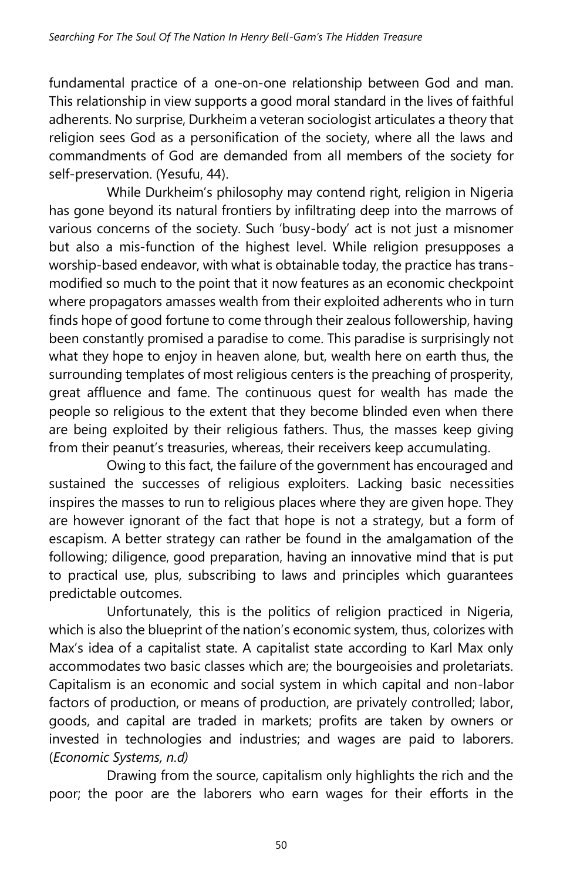fundamental practice of a one-on-one relationship between God and man. This relationship in view supports a good moral standard in the lives of faithful adherents. No surprise, Durkheim a veteran sociologist articulates a theory that religion sees God as a personification of the society, where all the laws and commandments of God are demanded from all members of the society for self-preservation. (Yesufu, 44).

While Durkheim's philosophy may contend right, religion in Nigeria has gone beyond its natural frontiers by infiltrating deep into the marrows of various concerns of the society. Such 'busy-body' act is not just a misnomer but also a mis-function of the highest level. While religion presupposes a worship-based endeavor, with what is obtainable today, the practice has trans-modified so much to the point that it now features as an economic checkpoint where propagators amasses wealth from their exploited adherents who in turn finds hope of good fortune to come through their zealous followership, having been constantly promised a paradise to come. This paradise is surprisingly not what they hope to enjoy in heaven alone, but, wealth here on earth thus, the surrounding templates of most religious centers is the preaching of prosperity, great affluence and fame. The continuous quest for wealth has made the people so religious to the extent that they become blinded even when there are being exploited by their religious fathers. Thus, the masses keep giving from their peanut's treasuries, whereas, their receivers keep accumulating.

Owing to this fact, the failure of the government has encouraged and sustained the successes of religious exploiters. Lacking basic necessities inspires the masses to run to religious places where they are given hope. They are however ignorant of the fact that hope is not a strategy, but a form of escapism. A better strategy can rather be found in the amalgamation of the following; diligence, good preparation, having an innovative mind that is put to practical use, plus, subscribing to laws and principles which guarantees predictable outcomes.

Unfortunately, this is the politics of religion practiced in Nigeria, which is also the blueprint of the nation's economic system, thus, colorizes with Max's idea of a capitalist state. A capitalist state according to Karl Max only accommodates two basic classes which are; the bourgeoisies and proletariats. Capitalism is an economic and social system in which capital and non-labor factors of production, or means of production, are privately controlled; labor, goods, and capital are traded in markets; profits are taken by owners or invested in technologies and industries; and wages are paid to laborers. (*Economic Systems, n.d)*

Drawing from the source, capitalism only highlights the rich and the poor; the poor are the laborers who earn wages for their efforts in the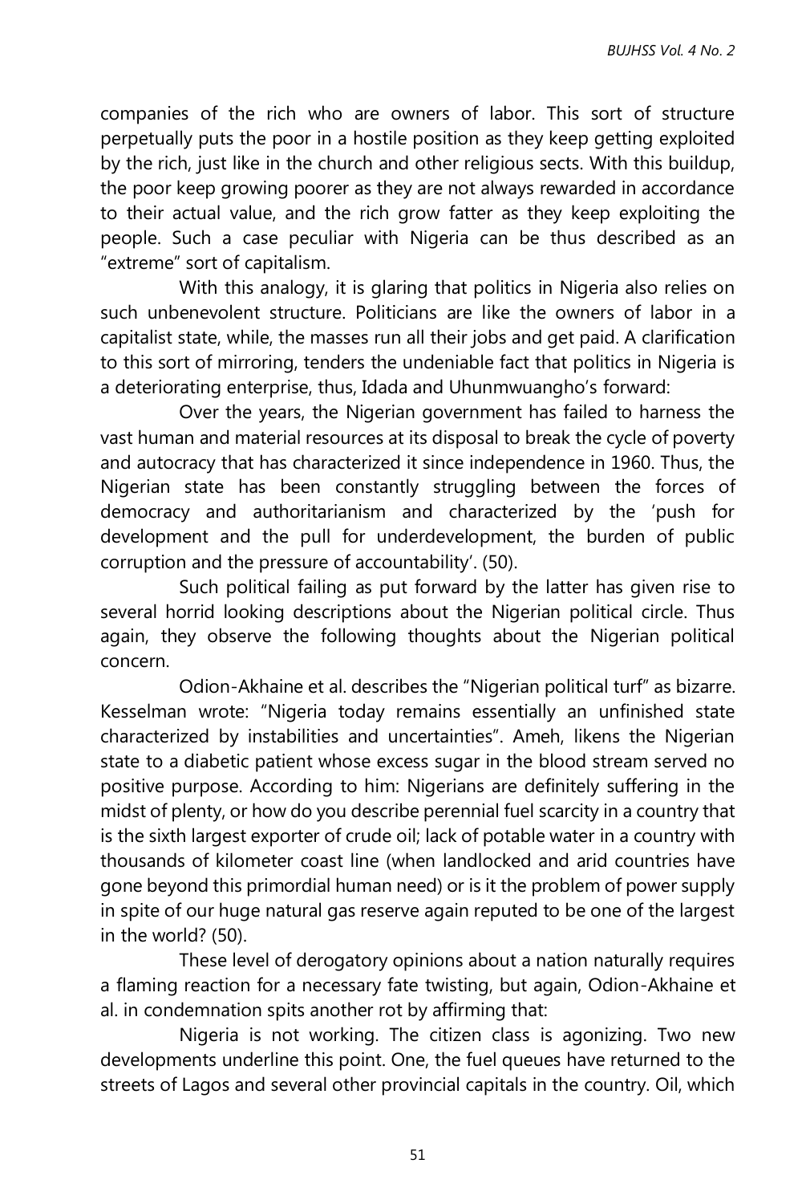companies of the rich who are owners of labor. This sort of structure perpetually puts the poor in a hostile position as they keep getting exploited by the rich, just like in the church and other religious sects. With this buildup, the poor keep growing poorer as they are not always rewarded in accordance to their actual value, and the rich grow fatter as they keep exploiting the people. Such a case peculiar with Nigeria can be thus described as an "extreme" sort of capitalism.

With this analogy, it is glaring that politics in Nigeria also relies on such unbenevolent structure. Politicians are like the owners of labor in a capitalist state, while, the masses run all their jobs and get paid. A clarification to this sort of mirroring, tenders the undeniable fact that politics in Nigeria is a deteriorating enterprise, thus, Idada and Uhunmwuangho's forward:

Over the years, the Nigerian government has failed to harness the vast human and material resources at its disposal to break the cycle of poverty and autocracy that has characterized it since independence in 1960. Thus, the Nigerian state has been constantly struggling between the forces of democracy and authoritarianism and characterized by the 'push for development and the pull for underdevelopment, the burden of public corruption and the pressure of accountability'. (50).

Such political failing as put forward by the latter has given rise to several horrid looking descriptions about the Nigerian political circle. Thus again, they observe the following thoughts about the Nigerian political concern.

Odion-Akhaine et al. describes the "Nigerian political turf" as bizarre. Kesselman wrote: "Nigeria today remains essentially an unfinished state characterized by instabilities and uncertainties". Ameh, likens the Nigerian state to a diabetic patient whose excess sugar in the blood stream served no positive purpose. According to him: Nigerians are definitely suffering in the midst of plenty, or how do you describe perennial fuel scarcity in a country that is the sixth largest exporter of crude oil; lack of potable water in a country with thousands of kilometer coast line (when landlocked and arid countries have gone beyond this primordial human need) or is it the problem of power supply in spite of our huge natural gas reserve again reputed to be one of the largest in the world? (50).

These level of derogatory opinions about a nation naturally requires a flaming reaction for a necessary fate twisting, but again, Odion-Akhaine et al. in condemnation spits another rot by affirming that:

Nigeria is not working. The citizen class is agonizing. Two new developments underline this point. One, the fuel queues have returned to the streets of Lagos and several other provincial capitals in the country. Oil, which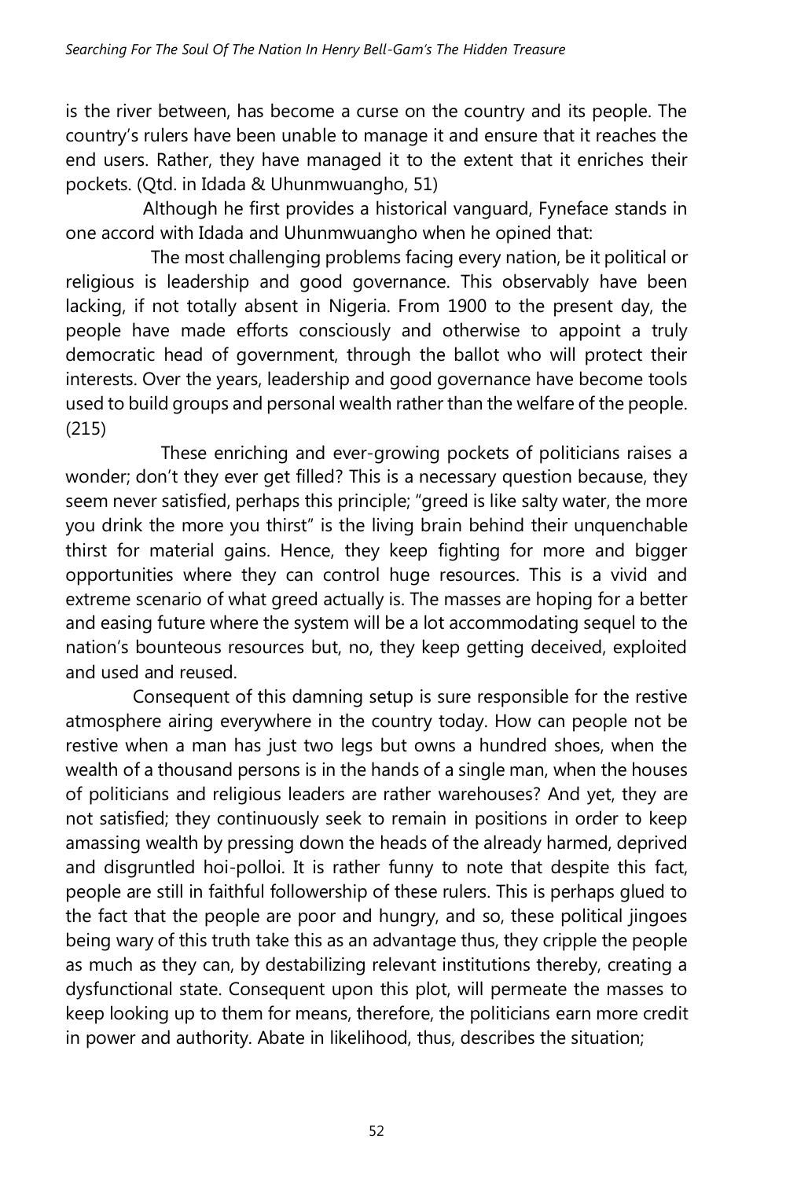is the river between, has become a curse on the country and its people. The country's rulers have been unable to manage it and ensure that it reaches the end users. Rather, they have managed it to the extent that it enriches their pockets. (Qtd. in Idada & Uhunmwuangho, 51)

Although he first provides a historical vanguard, Fyneface stands in one accord with Idada and Uhunmwuangho when he opined that:

> The most challenging problems facing every nation, be it political or religious is leadership and good governance. This observably have been lacking, if not totally absent in Nigeria. From 1900 to the present day, the people have made efforts consciously and otherwise to appoint a truly democratic head of government, through the ballot who will protect their interests. Over the years, leadership and good governance have become tools used to build groups and personal wealth rather than the welfare of the people. (215)

These enriching and ever-growing pockets of politicians raises a wonder; don't they ever get filled? This is a necessary question because, they seem never satisfied, perhaps this principle; "greed is like salty water, the more you drink the more you thirst" is the living brain behind their unquenchable thirst for material gains. Hence, they keep fighting for more and bigger opportunities where they can control huge resources. This is a vivid and extreme scenario of what greed actually is. The masses are hoping for a better and easing future where the system will be a lot accommodating sequel to the nation's bounteous resources but, no, they keep getting deceived, exploited and used and reused.

Consequent of this damning setup is sure responsible for the restive atmosphere airing everywhere in the country today. How can people not be restive when a man has just two legs but owns a hundred shoes, when the wealth of a thousand persons is in the hands of a single man, when the houses of politicians and religious leaders are rather warehouses? And yet, they are not satisfied; they continuously seek to remain in positions in order to keep amassing wealth by pressing down the heads of the already harmed, deprived and disgruntled hoi-polloi. It is rather funny to note that despite this fact, people are still in faithful followership of these rulers. This is perhaps glued to the fact that the people are poor and hungry, and so, these political jingoes being wary of this truth take this as an advantage thus, they cripple the people as much as they can, by destabilizing relevant institutions thereby, creating a dysfunctional state. Consequent upon this plot, will permeate the masses to keep looking up to them for means, therefore, the politicians earn more credit in power and authority. Abate in likelihood, thus, describes the situation;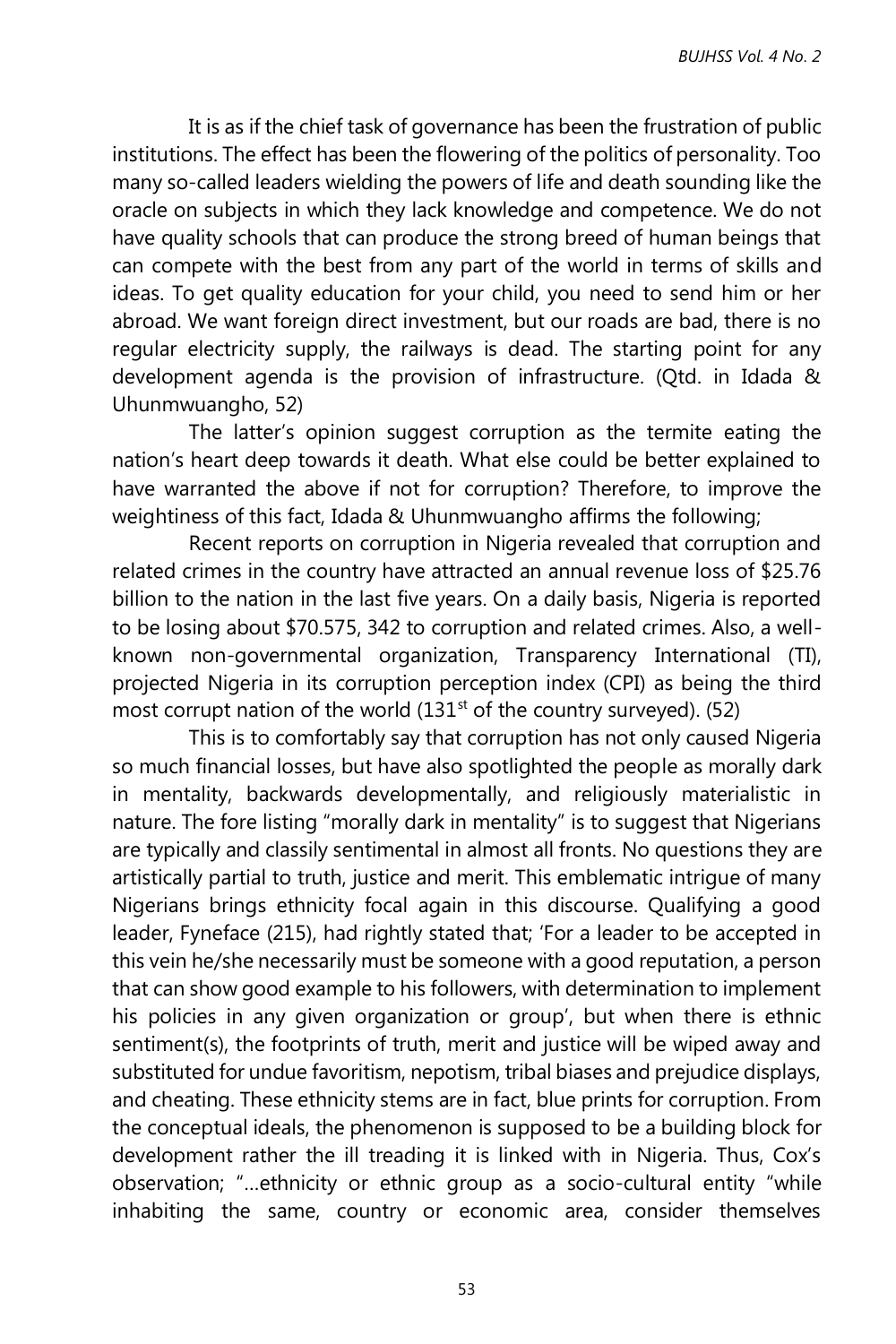It is as if the chief task of governance has been the frustration of public institutions. The effect has been the flowering of the politics of personality. Too many so-called leaders wielding the powers of life and death sounding like the oracle on subjects in which they lack knowledge and competence. We do not have quality schools that can produce the strong breed of human beings that can compete with the best from any part of the world in terms of skills and ideas. To get quality education for your child, you need to send him or her abroad. We want foreign direct investment, but our roads are bad, there is no regular electricity supply, the railways is dead. The starting point for any development agenda is the provision of infrastructure. (Qtd. in Idada & Uhunmwuangho, 52)

The latter's opinion suggest corruption as the termite eating the nation's heart deep towards it death. What else could be better explained to have warranted the above if not for corruption? Therefore, to improve the weightiness of this fact, Idada & Uhunmwuangho affirms the following;

Recent reports on corruption in Nigeria revealed that corruption and related crimes in the country have attracted an annual revenue loss of $25.76 billion to the nation in the last five years. On a daily basis, Nigeria is reported to be losing about $70.575, 342 to corruption and related crimes. Also, a well-known non-governmental organization, Transparency International (TI), projected Nigeria in its corruption perception index (CPI) as being the third most corrupt nation of the world (131st of the country surveyed). (52)

This is to comfortably say that corruption has not only caused Nigeria so much financial losses, but have also spotlighted the people as morally dark in mentality, backwards developmentally, and religiously materialistic in nature. The fore listing "morally dark in mentality" is to suggest that Nigerians are typically and classily sentimental in almost all fronts. No questions they are artistically partial to truth, justice and merit. This emblematic intrigue of many Nigerians brings ethnicity focal again in this discourse. Qualifying a good leader, Fyneface (215), had rightly stated that; 'For a leader to be accepted in this vein he/she necessarily must be someone with a good reputation, a person that can show good example to his followers, with determination to implement his policies in any given organization or group', but when there is ethnic sentiment(s), the footprints of truth, merit and justice will be wiped away and substituted for undue favoritism, nepotism, tribal biases and prejudice displays, and cheating. These ethnicity stems are in fact, blue prints for corruption. From the conceptual ideals, the phenomenon is supposed to be a building block for development rather the ill treading it is linked with in Nigeria. Thus, Cox's observation; "...ethnicity or ethnic group as a socio-cultural entity "while inhabiting the same, country or economic area, consider themselves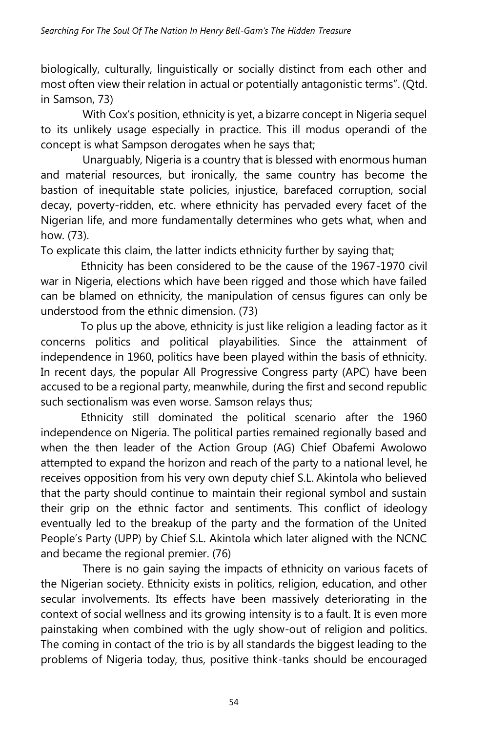biologically, culturally, linguistically or socially distinct from each other and most often view their relation in actual or potentially antagonistic terms". (Qtd. in Samson, 73)

With Cox's position, ethnicity is yet, a bizarre concept in Nigeria sequel to its unlikely usage especially in practice. This ill modus operandi of the concept is what Sampson derogates when he says that;

Unarguably, Nigeria is a country that is blessed with enormous human and material resources, but ironically, the same country has become the bastion of inequitable state policies, injustice, barefaced corruption, social decay, poverty-ridden, etc. where ethnicity has pervaded every facet of the Nigerian life, and more fundamentally determines who gets what, when and how. (73).

To explicate this claim, the latter indicts ethnicity further by saying that;

Ethnicity has been considered to be the cause of the 1967-1970 civil war in Nigeria, elections which have been rigged and those which have failed can be blamed on ethnicity, the manipulation of census figures can only be understood from the ethnic dimension. (73)

To plus up the above, ethnicity is just like religion a leading factor as it concerns politics and political playabilities. Since the attainment of independence in 1960, politics have been played within the basis of ethnicity. In recent days, the popular All Progressive Congress party (APC) have been accused to be a regional party, meanwhile, during the first and second republic such sectionalism was even worse. Samson relays thus;

Ethnicity still dominated the political scenario after the 1960 independence on Nigeria. The political parties remained regionally based and when the then leader of the Action Group (AG) Chief Obafemi Awolowo attempted to expand the horizon and reach of the party to a national level, he receives opposition from his very own deputy chief S.L. Akintola who believed that the party should continue to maintain their regional symbol and sustain their grip on the ethnic factor and sentiments. This conflict of ideology eventually led to the breakup of the party and the formation of the United People's Party (UPP) by Chief S.L. Akintola which later aligned with the NCNC and became the regional premier. (76)

There is no gain saying the impacts of ethnicity on various facets of the Nigerian society. Ethnicity exists in politics, religion, education, and other secular involvements. Its effects have been massively deteriorating in the context of social wellness and its growing intensity is to a fault. It is even more painstaking when combined with the ugly show-out of religion and politics. The coming in contact of the trio is by all standards the biggest leading to the problems of Nigeria today, thus, positive think-tanks should be encouraged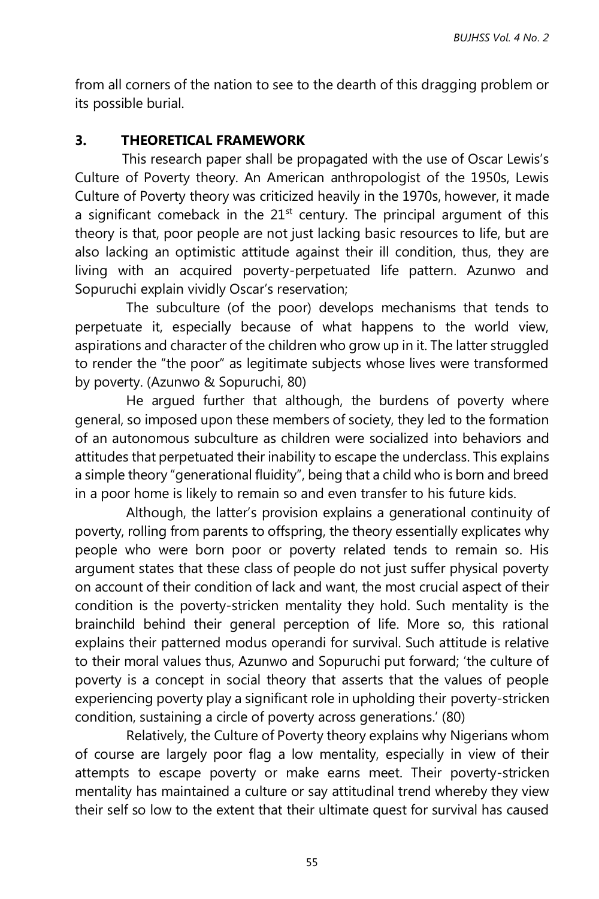from all corners of the nation to see to the dearth of this dragging problem or its possible burial.

## 3. THEORETICAL FRAMEWORK

This research paper shall be propagated with the use of Oscar Lewis's Culture of Poverty theory. An American anthropologist of the 1950s, Lewis Culture of Poverty theory was criticized heavily in the 1970s, however, it made a significant comeback in the 21st century. The principal argument of this theory is that, poor people are not just lacking basic resources to life, but are also lacking an optimistic attitude against their ill condition, thus, they are living with an acquired poverty-perpetuated life pattern. Azunwo and Sopuruchi explain vividly Oscar's reservation;

The subculture (of the poor) develops mechanisms that tends to perpetuate it, especially because of what happens to the world view, aspirations and character of the children who grow up in it. The latter struggled to render the "the poor" as legitimate subjects whose lives were transformed by poverty. (Azunwo & Sopuruchi, 80)

He argued further that although, the burdens of poverty where general, so imposed upon these members of society, they led to the formation of an autonomous subculture as children were socialized into behaviors and attitudes that perpetuated their inability to escape the underclass. This explains a simple theory "generational fluidity", being that a child who is born and breed in a poor home is likely to remain so and even transfer to his future kids.

Although, the latter's provision explains a generational continuity of poverty, rolling from parents to offspring, the theory essentially explicates why people who were born poor or poverty related tends to remain so. His argument states that these class of people do not just suffer physical poverty on account of their condition of lack and want, the most crucial aspect of their condition is the poverty-stricken mentality they hold. Such mentality is the brainchild behind their general perception of life. More so, this rational explains their patterned modus operandi for survival. Such attitude is relative to their moral values thus, Azunwo and Sopuruchi put forward; 'the culture of poverty is a concept in social theory that asserts that the values of people experiencing poverty play a significant role in upholding their poverty-stricken condition, sustaining a circle of poverty across generations.' (80)

Relatively, the Culture of Poverty theory explains why Nigerians whom of course are largely poor flag a low mentality, especially in view of their attempts to escape poverty or make earns meet. Their poverty-stricken mentality has maintained a culture or say attitudinal trend whereby they view their self so low to the extent that their ultimate quest for survival has caused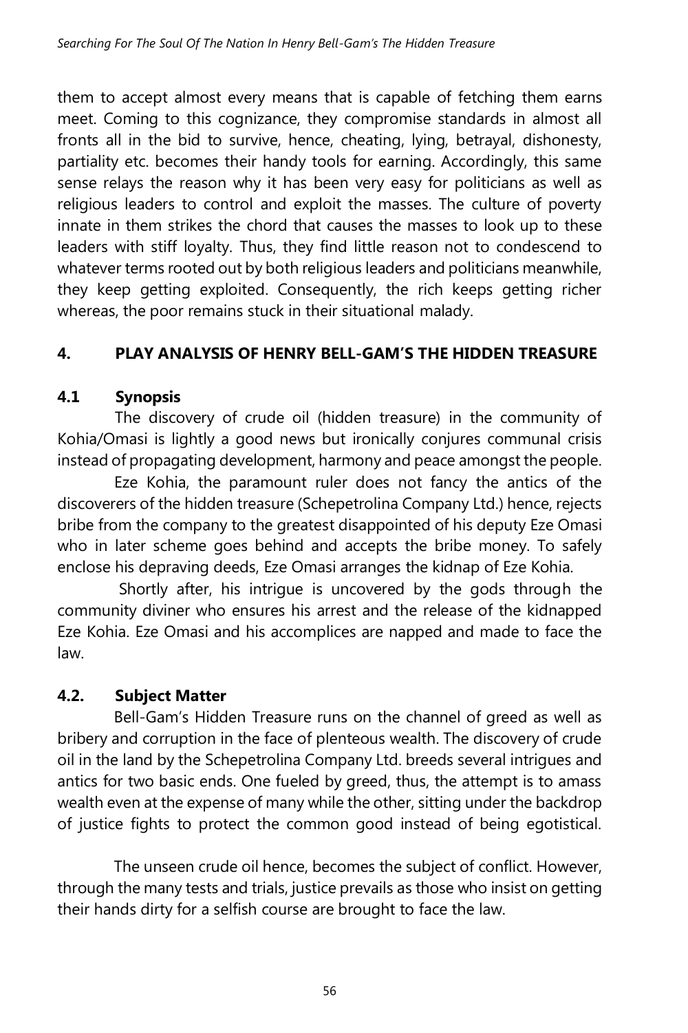them to accept almost every means that is capable of fetching them earns meet. Coming to this cognizance, they compromise standards in almost all fronts all in the bid to survive, hence, cheating, lying, betrayal, dishonesty, partiality etc. becomes their handy tools for earning. Accordingly, this same sense relays the reason why it has been very easy for politicians as well as religious leaders to control and exploit the masses. The culture of poverty innate in them strikes the chord that causes the masses to look up to these leaders with stiff loyalty. Thus, they find little reason not to condescend to whatever terms rooted out by both religious leaders and politicians meanwhile, they keep getting exploited. Consequently, the rich keeps getting richer whereas, the poor remains stuck in their situational malady.

## 4. PLAY ANALYSIS OF HENRY BELL-GAM'S THE HIDDEN TREASURE

### 4.1 Synopsis

The discovery of crude oil (hidden treasure) in the community of Kohia/Omasi is lightly a good news but ironically conjures communal crisis instead of propagating development, harmony and peace amongst the people.

Eze Kohia, the paramount ruler does not fancy the antics of the discoverers of the hidden treasure (Schepetrolina Company Ltd.) hence, rejects bribe from the company to the greatest disappointed of his deputy Eze Omasi who in later scheme goes behind and accepts the bribe money. To safely enclose his depraving deeds, Eze Omasi arranges the kidnap of Eze Kohia.

Shortly after, his intrigue is uncovered by the gods through the community diviner who ensures his arrest and the release of the kidnapped Eze Kohia. Eze Omasi and his accomplices are napped and made to face the law.

### 4.2. Subject Matter

Bell-Gam's Hidden Treasure runs on the channel of greed as well as bribery and corruption in the face of plenteous wealth. The discovery of crude oil in the land by the Schepetrolina Company Ltd. breeds several intrigues and antics for two basic ends. One fueled by greed, thus, the attempt is to amass wealth even at the expense of many while the other, sitting under the backdrop of justice fights to protect the common good instead of being egotistical.

The unseen crude oil hence, becomes the subject of conflict. However, through the many tests and trials, justice prevails as those who insist on getting their hands dirty for a selfish course are brought to face the law.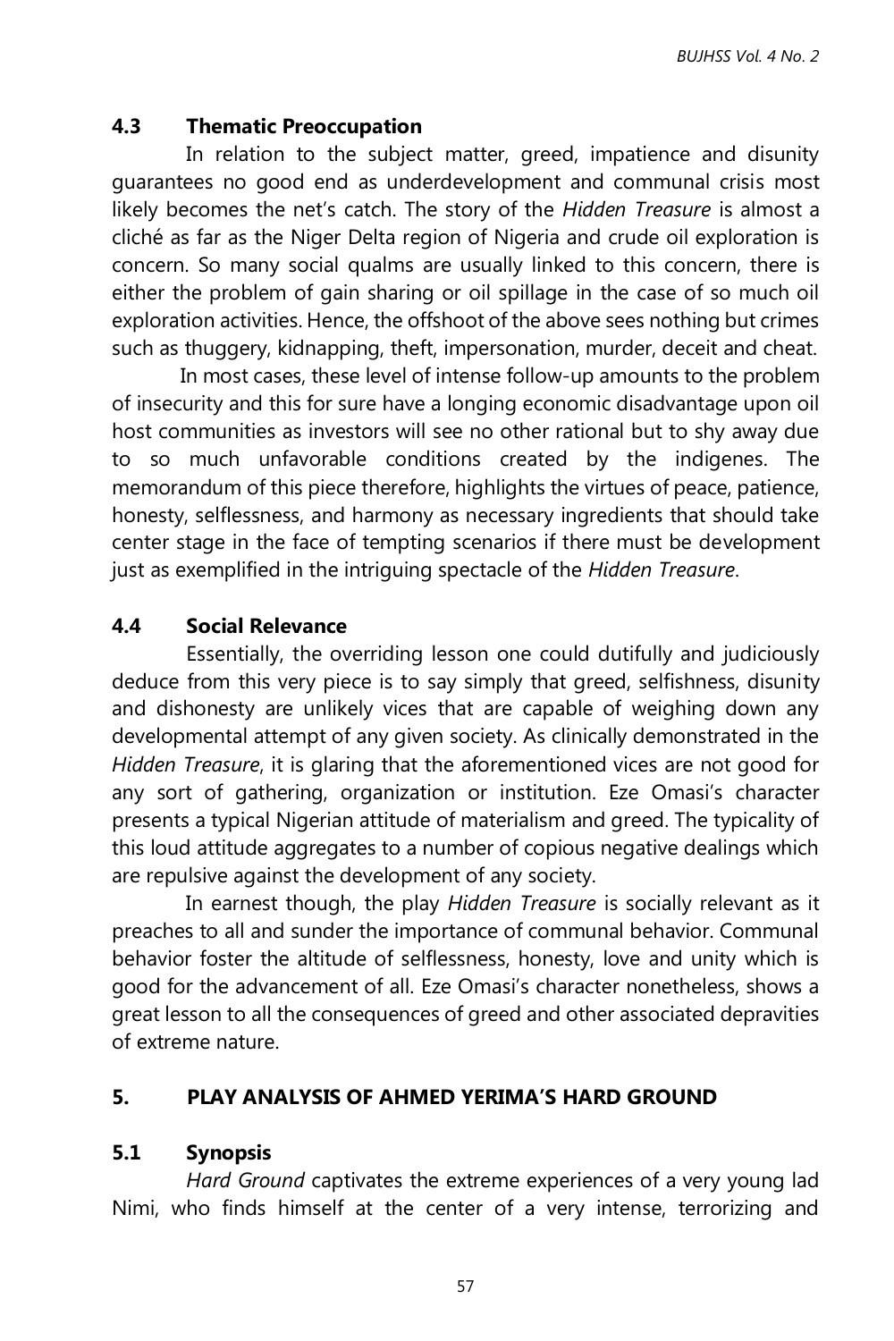### 4.3 Thematic Preoccupation

In relation to the subject matter, greed, impatience and disunity guarantees no good end as underdevelopment and communal crisis most likely becomes the net's catch. The story of the *Hidden Treasure* is almost a cliché as far as the Niger Delta region of Nigeria and crude oil exploration is concern. So many social qualms are usually linked to this concern, there is either the problem of gain sharing or oil spillage in the case of so much oil exploration activities. Hence, the offshoot of the above sees nothing but crimes such as thuggery, kidnapping, theft, impersonation, murder, deceit and cheat.

In most cases, these level of intense follow-up amounts to the problem of insecurity and this for sure have a longing economic disadvantage upon oil host communities as investors will see no other rational but to shy away due to so much unfavorable conditions created by the indigenes. The memorandum of this piece therefore, highlights the virtues of peace, patience, honesty, selflessness, and harmony as necessary ingredients that should take center stage in the face of tempting scenarios if there must be development just as exemplified in the intriguing spectacle of the *Hidden Treasure*.

### 4.4 Social Relevance

Essentially, the overriding lesson one could dutifully and judiciously deduce from this very piece is to say simply that greed, selfishness, disunity and dishonesty are unlikely vices that are capable of weighing down any developmental attempt of any given society. As clinically demonstrated in the *Hidden Treasure*, it is glaring that the aforementioned vices are not good for any sort of gathering, organization or institution. Eze Omasi's character presents a typical Nigerian attitude of materialism and greed. The typicality of this loud attitude aggregates to a number of copious negative dealings which are repulsive against the development of any society.

In earnest though, the play *Hidden Treasure* is socially relevant as it preaches to all and sunder the importance of communal behavior. Communal behavior foster the altitude of selflessness, honesty, love and unity which is good for the advancement of all. Eze Omasi's character nonetheless, shows a great lesson to all the consequences of greed and other associated depravities of extreme nature.

## 5. PLAY ANALYSIS OF AHMED YERIMA'S HARD GROUND

### 5.1 Synopsis

*Hard Ground* captivates the extreme experiences of a very young lad Nimi, who finds himself at the center of a very intense, terrorizing and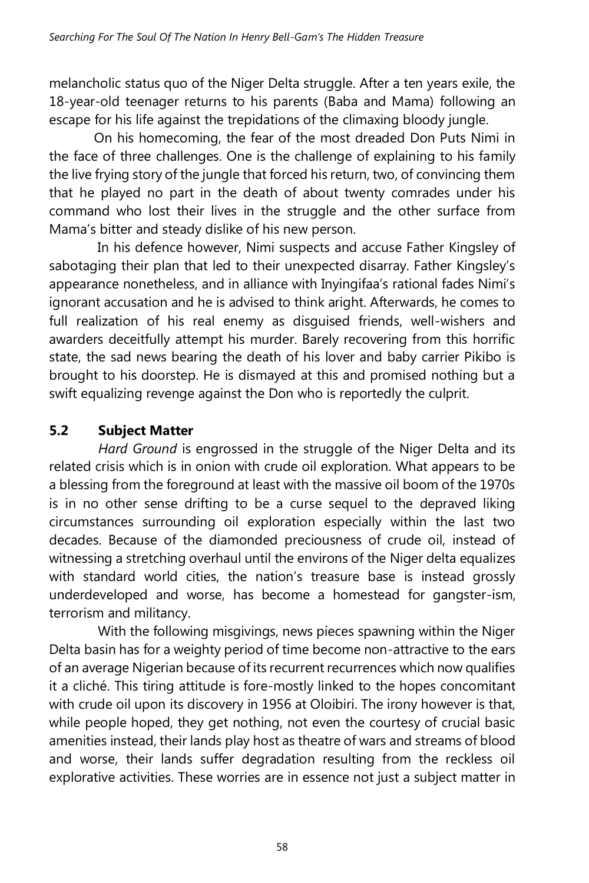melancholic status quo of the Niger Delta struggle. After a ten years exile, the 18-year-old teenager returns to his parents (Baba and Mama) following an escape for his life against the trepidations of the climaxing bloody jungle.

On his homecoming, the fear of the most dreaded Don Puts Nimi in the face of three challenges. One is the challenge of explaining to his family the live frying story of the jungle that forced his return, two, of convincing them that he played no part in the death of about twenty comrades under his command who lost their lives in the struggle and the other surface from Mama's bitter and steady dislike of his new person.

In his defence however, Nimi suspects and accuse Father Kingsley of sabotaging their plan that led to their unexpected disarray. Father Kingsley's appearance nonetheless, and in alliance with Inyingifaa's rational fades Nimi's ignorant accusation and he is advised to think aright. Afterwards, he comes to full realization of his real enemy as disguised friends, well-wishers and awarders deceitfully attempt his murder. Barely recovering from this horrific state, the sad news bearing the death of his lover and baby carrier Pikibo is brought to his doorstep. He is dismayed at this and promised nothing but a swift equalizing revenge against the Don who is reportedly the culprit.

## 5.2 Subject Matter

*Hard Ground* is engrossed in the struggle of the Niger Delta and its related crisis which is in onion with crude oil exploration. What appears to be a blessing from the foreground at least with the massive oil boom of the 1970s is in no other sense drifting to be a curse sequel to the depraved liking circumstances surrounding oil exploration especially within the last two decades. Because of the diamonded preciousness of crude oil, instead of witnessing a stretching overhaul until the environs of the Niger delta equalizes with standard world cities, the nation's treasure base is instead grossly underdeveloped and worse, has become a homestead for gangster-ism, terrorism and militancy.

With the following misgivings, news pieces spawning within the Niger Delta basin has for a weighty period of time become non-attractive to the ears of an average Nigerian because of its recurrent recurrences which now qualifies it a cliché. This tiring attitude is fore-mostly linked to the hopes concomitant with crude oil upon its discovery in 1956 at Oloibiri. The irony however is that, while people hoped, they get nothing, not even the courtesy of crucial basic amenities instead, their lands play host as theatre of wars and streams of blood and worse, their lands suffer degradation resulting from the reckless oil explorative activities. These worries are in essence not just a subject matter in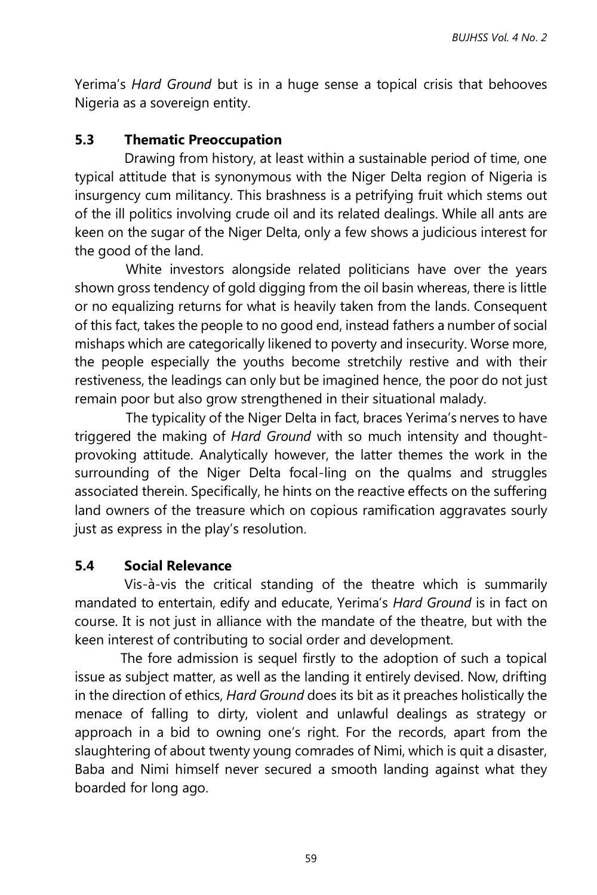Yerima's *Hard Ground* but is in a huge sense a topical crisis that behooves Nigeria as a sovereign entity.

### 5.3 Thematic Preoccupation

Drawing from history, at least within a sustainable period of time, one typical attitude that is synonymous with the Niger Delta region of Nigeria is insurgency cum militancy. This brashness is a petrifying fruit which stems out of the ill politics involving crude oil and its related dealings. While all ants are keen on the sugar of the Niger Delta, only a few shows a judicious interest for the good of the land.

White investors alongside related politicians have over the years shown gross tendency of gold digging from the oil basin whereas, there is little or no equalizing returns for what is heavily taken from the lands. Consequent of this fact, takes the people to no good end, instead fathers a number of social mishaps which are categorically likened to poverty and insecurity. Worse more, the people especially the youths become stretchily restive and with their restiveness, the leadings can only but be imagined hence, the poor do not just remain poor but also grow strengthened in their situational malady.

The typicality of the Niger Delta in fact, braces Yerima's nerves to have triggered the making of *Hard Ground* with so much intensity and thought-provoking attitude. Analytically however, the latter themes the work in the surrounding of the Niger Delta focal-ling on the qualms and struggles associated therein. Specifically, he hints on the reactive effects on the suffering land owners of the treasure which on copious ramification aggravates sourly just as express in the play's resolution.

### 5.4 Social Relevance

Vis-à-vis the critical standing of the theatre which is summarily mandated to entertain, edify and educate, Yerima's *Hard Ground* is in fact on course. It is not just in alliance with the mandate of the theatre, but with the keen interest of contributing to social order and development.

The fore admission is sequel firstly to the adoption of such a topical issue as subject matter, as well as the landing it entirely devised. Now, drifting in the direction of ethics, *Hard Ground* does its bit as it preaches holistically the menace of falling to dirty, violent and unlawful dealings as strategy or approach in a bid to owning one's right. For the records, apart from the slaughtering of about twenty young comrades of Nimi, which is quit a disaster, Baba and Nimi himself never secured a smooth landing against what they boarded for long ago.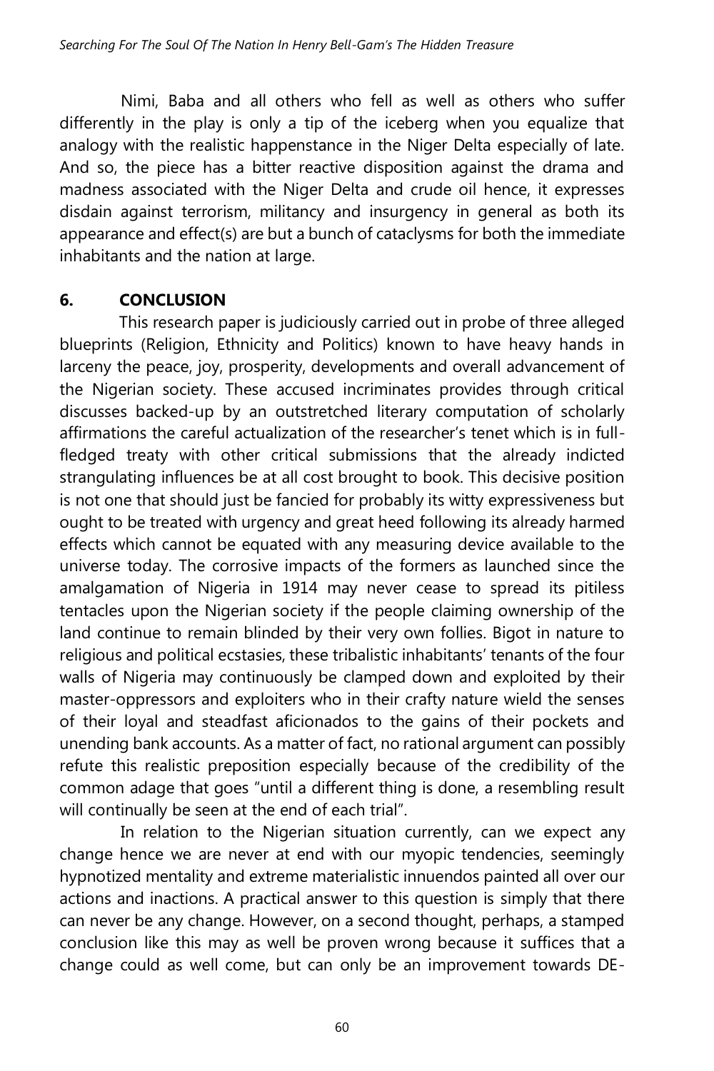Nimi, Baba and all others who fell as well as others who suffer differently in the play is only a tip of the iceberg when you equalize that analogy with the realistic happenstance in the Niger Delta especially of late. And so, the piece has a bitter reactive disposition against the drama and madness associated with the Niger Delta and crude oil hence, it expresses disdain against terrorism, militancy and insurgency in general as both its appearance and effect(s) are but a bunch of cataclysms for both the immediate inhabitants and the nation at large.

## 6. CONCLUSION

This research paper is judiciously carried out in probe of three alleged blueprints (Religion, Ethnicity and Politics) known to have heavy hands in larceny the peace, joy, prosperity, developments and overall advancement of the Nigerian society. These accused incriminates provides through critical discusses backed-up by an outstretched literary computation of scholarly affirmations the careful actualization of the researcher's tenet which is in full-fledged treaty with other critical submissions that the already indicted strangulating influences be at all cost brought to book. This decisive position is not one that should just be fancied for probably its witty expressiveness but ought to be treated with urgency and great heed following its already harmed effects which cannot be equated with any measuring device available to the universe today. The corrosive impacts of the formers as launched since the amalgamation of Nigeria in 1914 may never cease to spread its pitiless tentacles upon the Nigerian society if the people claiming ownership of the land continue to remain blinded by their very own follies. Bigot in nature to religious and political ecstasies, these tribalistic inhabitants' tenants of the four walls of Nigeria may continuously be clamped down and exploited by their master-oppressors and exploiters who in their crafty nature wield the senses of their loyal and steadfast aficionados to the gains of their pockets and unending bank accounts. As a matter of fact, no rational argument can possibly refute this realistic preposition especially because of the credibility of the common adage that goes "until a different thing is done, a resembling result will continually be seen at the end of each trial".

In relation to the Nigerian situation currently, can we expect any change hence we are never at end with our myopic tendencies, seemingly hypnotized mentality and extreme materialistic innuendos painted all over our actions and inactions. A practical answer to this question is simply that there can never be any change. However, on a second thought, perhaps, a stamped conclusion like this may as well be proven wrong because it suffices that a change could as well come, but can only be an improvement towards DE-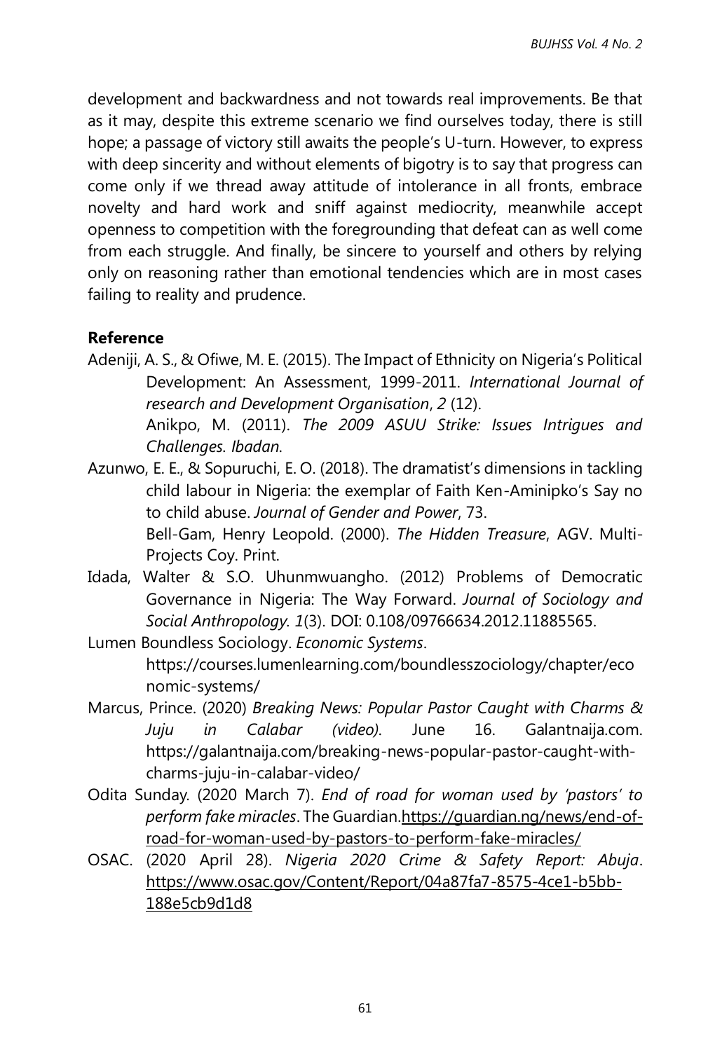development and backwardness and not towards real improvements. Be that as it may, despite this extreme scenario we find ourselves today, there is still hope; a passage of victory still awaits the people's U-turn. However, to express with deep sincerity and without elements of bigotry is to say that progress can come only if we thread away attitude of intolerance in all fronts, embrace novelty and hard work and sniff against mediocrity, meanwhile accept openness to competition with the foregrounding that defeat can as well come from each struggle. And finally, be sincere to yourself and others by relying only on reasoning rather than emotional tendencies which are in most cases failing to reality and prudence.

**Reference**

Adeniji, A. S., & Ofiwe, M. E. (2015). The Impact of Ethnicity on Nigeria's Political Development: An Assessment, 1999-2011. *International Journal of research and Development Organisation*, *2* (12).

Anikpo, M. (2011). *The 2009 ASUU Strike: Issues Intrigues and Challenges. Ibadan.*

Azunwo, E. E., & Sopuruchi, E. O. (2018). The dramatist's dimensions in tackling child labour in Nigeria: the exemplar of Faith Ken-Aminipko's Say no to child abuse. *Journal of Gender and Power*, 73.

Bell-Gam, Henry Leopold. (2000). *The Hidden Treasure*, AGV. Multi-Projects Coy. Print.

Idada, Walter & S.O. Uhunmwuangho. (2012) Problems of Democratic Governance in Nigeria: The Way Forward. *Journal of Sociology and Social Anthropology. 1*(3). DOI: 0.108/09766634.2012.11885565.

Lumen Boundless Sociology. *Economic Systems*. https://courses.lumenlearning.com/boundlesszociology/chapter/economic-systems/

Marcus, Prince. (2020) *Breaking News: Popular Pastor Caught with Charms & Juju in Calabar (video).* June 16. Galantnaija.com. https://galantnaija.com/breaking-news-popular-pastor-caught-with-charms-juju-in-calabar-video/

Odita Sunday. (2020 March 7). *End of road for woman used by 'pastors' to perform fake miracles*. The Guardian.https://guardian.ng/news/end-of-road-for-woman-used-by-pastors-to-perform-fake-miracles/

OSAC. (2020 April 28). *Nigeria 2020 Crime & Safety Report: Abuja*. https://www.osac.gov/Content/Report/04a87fa7-8575-4ce1-b5bb-188e5cb9d1d8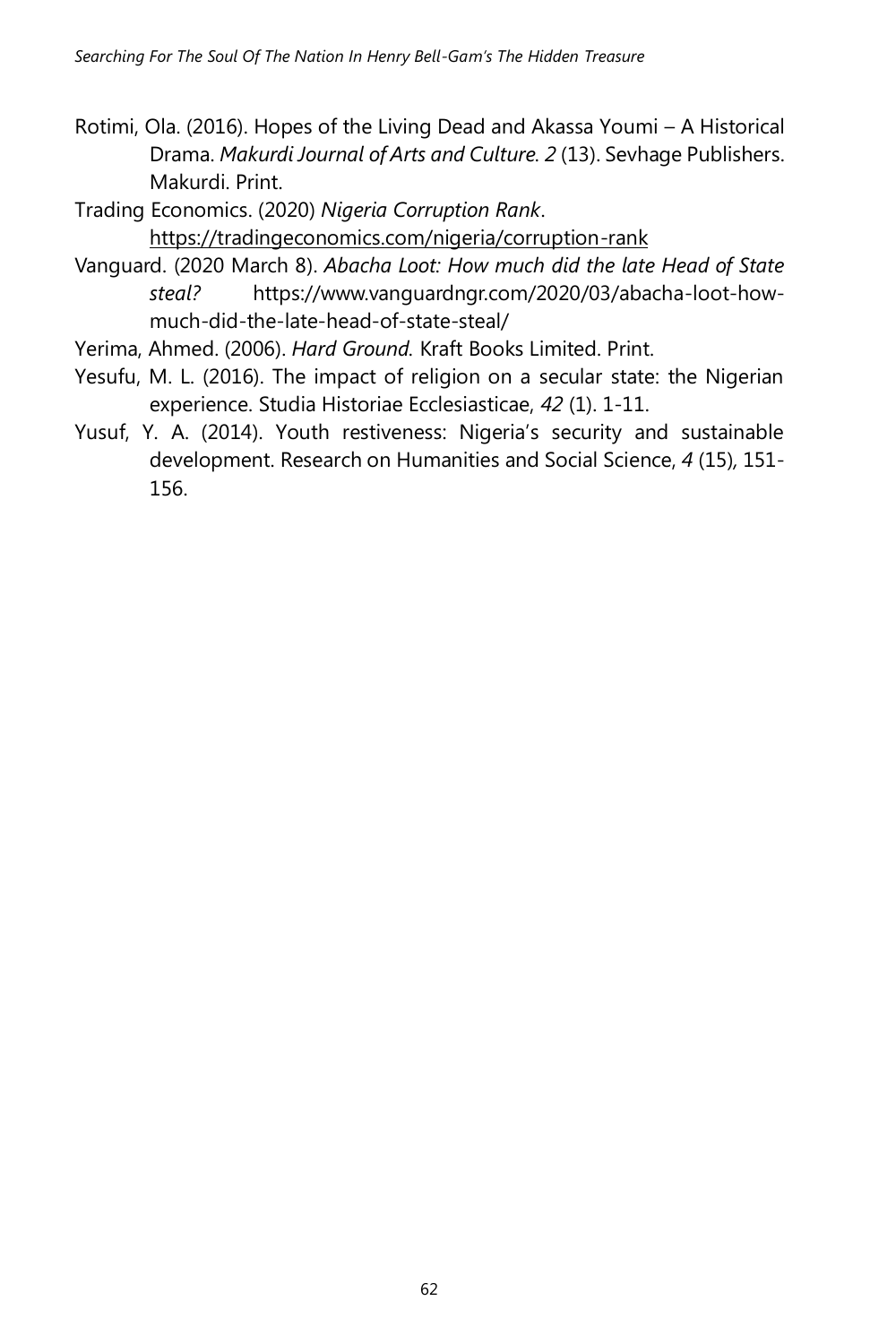Rotimi, Ola. (2016). Hopes of the Living Dead and Akassa Youmi – A Historical Drama. *Makurdi Journal of Arts and Culture. 2* (13). Sevhage Publishers. Makurdi. Print.

Trading Economics. (2020) *Nigeria Corruption Rank*. https://tradingeconomics.com/nigeria/corruption-rank

Vanguard. (2020 March 8). *Abacha Loot: How much did the late Head of State steal?* https://www.vanguardngr.com/2020/03/abacha-loot-how-much-did-the-late-head-of-state-steal/

Yerima, Ahmed. (2006). *Hard Ground*. Kraft Books Limited. Print.

Yesufu, M. L. (2016). The impact of religion on a secular state: the Nigerian experience. Studia Historiae Ecclesiasticae, *42* (1). 1-11.

Yusuf, Y. A. (2014). Youth restiveness: Nigeria's security and sustainable development. Research on Humanities and Social Science, *4* (15), 151-156.